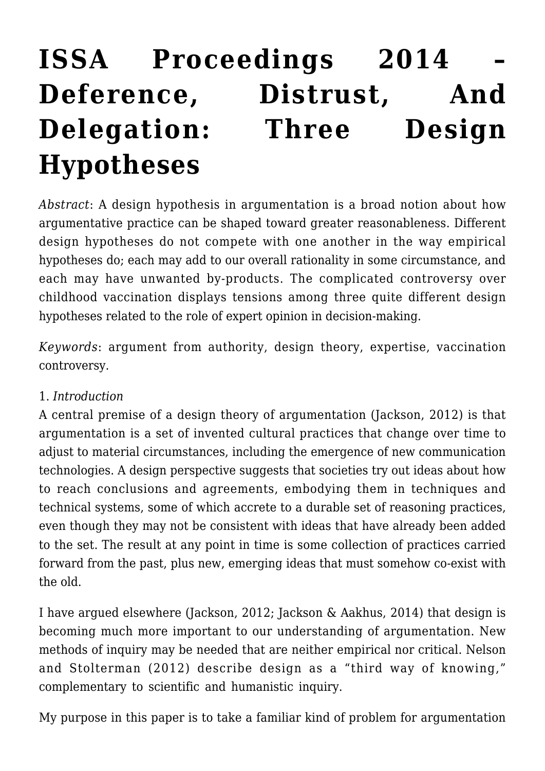# ISSA Proceedings 2014 – Deference, Distrust, And Delegation: Three Design Hypotheses

*Abstract*: A design hypothesis in argumentation is a broad notion about how argumentative practice can be shaped toward greater reasonableness. Different design hypotheses do not compete with one another in the way empirical hypotheses do; each may add to our overall rationality in some circumstance, and each may have unwanted by-products. The complicated controversy over childhood vaccination displays tensions among three quite different design hypotheses related to the role of expert opinion in decision-making.

*Keywords*: argument from authority, design theory, expertise, vaccination controversy.

## 1. *Introduction*

A central premise of a design theory of argumentation (Jackson, 2012) is that argumentation is a set of invented cultural practices that change over time to adjust to material circumstances, including the emergence of new communication technologies. A design perspective suggests that societies try out ideas about how to reach conclusions and agreements, embodying them in techniques and technical systems, some of which accrete to a durable set of reasoning practices, even though they may not be consistent with ideas that have already been added to the set. The result at any point in time is some collection of practices carried forward from the past, plus new, emerging ideas that must somehow co-exist with the old.

I have argued elsewhere (Jackson, 2012; Jackson & Aakhus, 2014) that design is becoming much more important to our understanding of argumentation. New methods of inquiry may be needed that are neither empirical nor critical. Nelson and Stolterman (2012) describe design as a "third way of knowing," complementary to scientific and humanistic inquiry.

My purpose in this paper is to take a familiar kind of problem for argumentation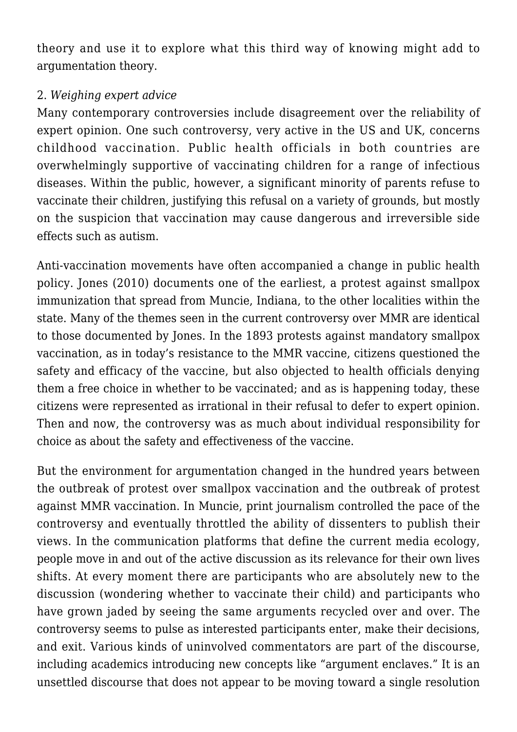theory and use it to explore what this third way of knowing might add to argumentation theory.

## 2. *Weighing expert advice*

Many contemporary controversies include disagreement over the reliability of expert opinion. One such controversy, very active in the US and UK, concerns childhood vaccination. Public health officials in both countries are overwhelmingly supportive of vaccinating children for a range of infectious diseases. Within the public, however, a significant minority of parents refuse to vaccinate their children, justifying this refusal on a variety of grounds, but mostly on the suspicion that vaccination may cause dangerous and irreversible side effects such as autism.

Anti-vaccination movements have often accompanied a change in public health policy. Jones (2010) documents one of the earliest, a protest against smallpox immunization that spread from Muncie, Indiana, to the other localities within the state. Many of the themes seen in the current controversy over MMR are identical to those documented by Jones. In the 1893 protests against mandatory smallpox vaccination, as in today's resistance to the MMR vaccine, citizens questioned the safety and efficacy of the vaccine, but also objected to health officials denying them a free choice in whether to be vaccinated; and as is happening today, these citizens were represented as irrational in their refusal to defer to expert opinion. Then and now, the controversy was as much about individual responsibility for choice as about the safety and effectiveness of the vaccine.

But the environment for argumentation changed in the hundred years between the outbreak of protest over smallpox vaccination and the outbreak of protest against MMR vaccination. In Muncie, print journalism controlled the pace of the controversy and eventually throttled the ability of dissenters to publish their views. In the communication platforms that define the current media ecology, people move in and out of the active discussion as its relevance for their own lives shifts. At every moment there are participants who are absolutely new to the discussion (wondering whether to vaccinate their child) and participants who have grown jaded by seeing the same arguments recycled over and over. The controversy seems to pulse as interested participants enter, make their decisions, and exit. Various kinds of uninvolved commentators are part of the discourse, including academics introducing new concepts like "argument enclaves." It is an unsettled discourse that does not appear to be moving toward a single resolution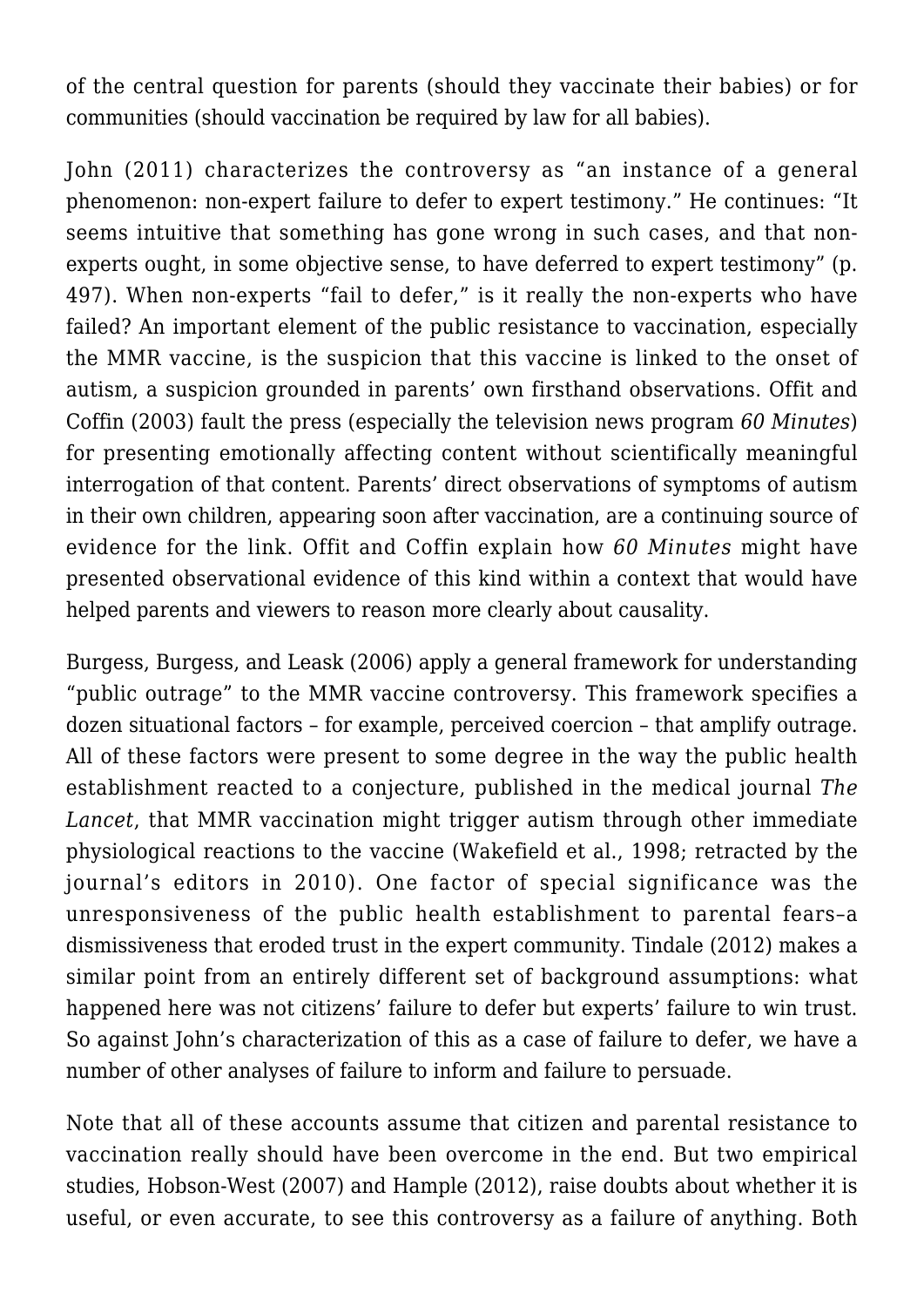of the central question for parents (should they vaccinate their babies) or for communities (should vaccination be required by law for all babies).

John (2011) characterizes the controversy as "an instance of a general phenomenon: non-expert failure to defer to expert testimony." He continues: "It seems intuitive that something has gone wrong in such cases, and that non-experts ought, in some objective sense, to have deferred to expert testimony" (p. 497). When non-experts "fail to defer," is it really the non-experts who have failed? An important element of the public resistance to vaccination, especially the MMR vaccine, is the suspicion that this vaccine is linked to the onset of autism, a suspicion grounded in parents' own firsthand observations. Offit and Coffin (2003) fault the press (especially the television news program *60 Minutes*) for presenting emotionally affecting content without scientifically meaningful interrogation of that content. Parents' direct observations of symptoms of autism in their own children, appearing soon after vaccination, are a continuing source of evidence for the link. Offit and Coffin explain how *60 Minutes* might have presented observational evidence of this kind within a context that would have helped parents and viewers to reason more clearly about causality.

Burgess, Burgess, and Leask (2006) apply a general framework for understanding "public outrage" to the MMR vaccine controversy. This framework specifies a dozen situational factors – for example, perceived coercion – that amplify outrage. All of these factors were present to some degree in the way the public health establishment reacted to a conjecture, published in the medical journal *The Lancet*, that MMR vaccination might trigger autism through other immediate physiological reactions to the vaccine (Wakefield et al., 1998; retracted by the journal's editors in 2010). One factor of special significance was the unresponsiveness of the public health establishment to parental fears–a dismissiveness that eroded trust in the expert community. Tindale (2012) makes a similar point from an entirely different set of background assumptions: what happened here was not citizens' failure to defer but experts' failure to win trust. So against John's characterization of this as a case of failure to defer, we have a number of other analyses of failure to inform and failure to persuade.

Note that all of these accounts assume that citizen and parental resistance to vaccination really should have been overcome in the end. But two empirical studies, Hobson-West (2007) and Hample (2012), raise doubts about whether it is useful, or even accurate, to see this controversy as a failure of anything. Both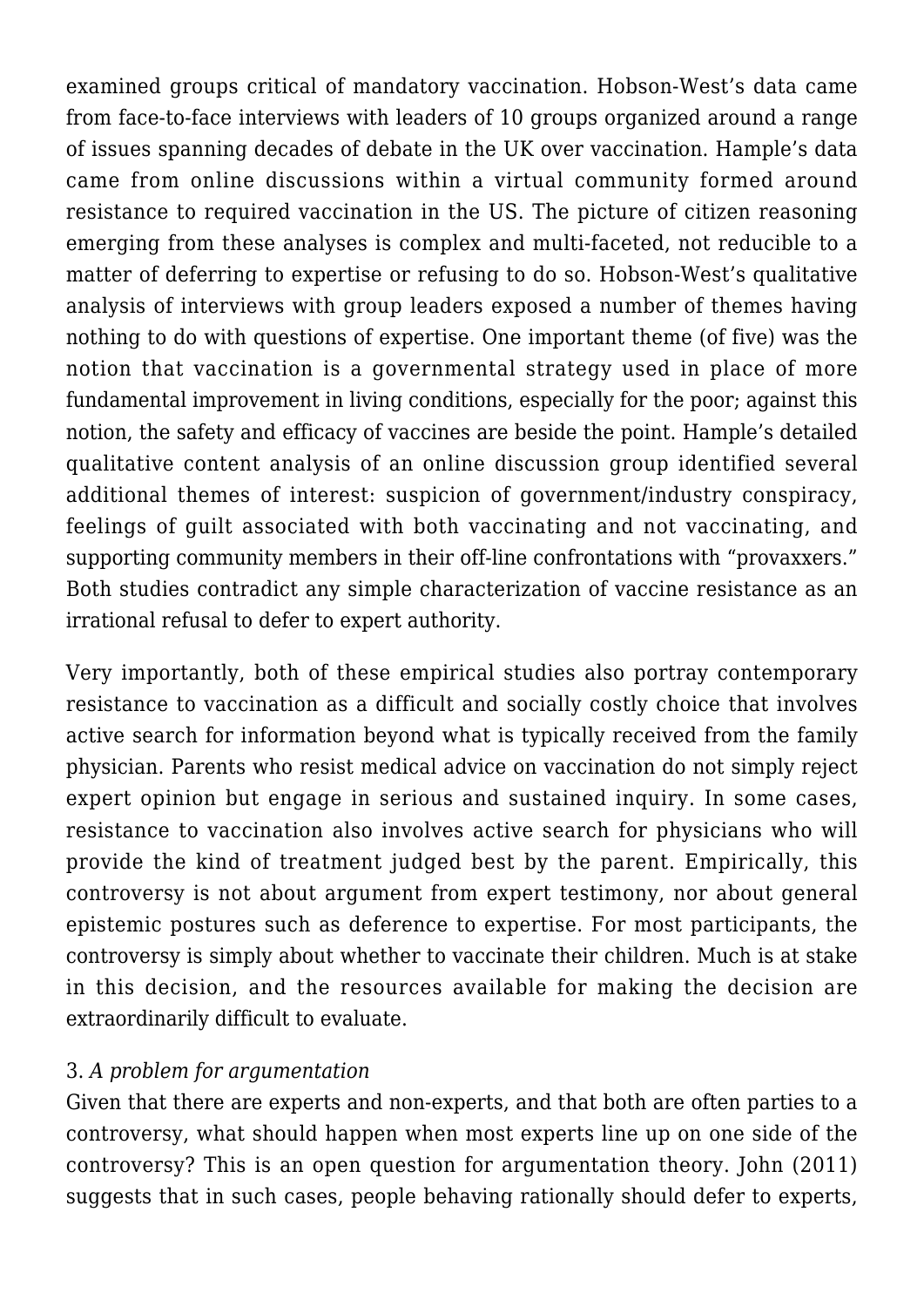examined groups critical of mandatory vaccination. Hobson-West's data came from face-to-face interviews with leaders of 10 groups organized around a range of issues spanning decades of debate in the UK over vaccination. Hample's data came from online discussions within a virtual community formed around resistance to required vaccination in the US. The picture of citizen reasoning emerging from these analyses is complex and multi-faceted, not reducible to a matter of deferring to expertise or refusing to do so. Hobson-West's qualitative analysis of interviews with group leaders exposed a number of themes having nothing to do with questions of expertise. One important theme (of five) was the notion that vaccination is a governmental strategy used in place of more fundamental improvement in living conditions, especially for the poor; against this notion, the safety and efficacy of vaccines are beside the point. Hample's detailed qualitative content analysis of an online discussion group identified several additional themes of interest: suspicion of government/industry conspiracy, feelings of guilt associated with both vaccinating and not vaccinating, and supporting community members in their off-line confrontations with "provaxxers." Both studies contradict any simple characterization of vaccine resistance as an irrational refusal to defer to expert authority.

Very importantly, both of these empirical studies also portray contemporary resistance to vaccination as a difficult and socially costly choice that involves active search for information beyond what is typically received from the family physician. Parents who resist medical advice on vaccination do not simply reject expert opinion but engage in serious and sustained inquiry. In some cases, resistance to vaccination also involves active search for physicians who will provide the kind of treatment judged best by the parent. Empirically, this controversy is not about argument from expert testimony, nor about general epistemic postures such as deference to expertise. For most participants, the controversy is simply about whether to vaccinate their children. Much is at stake in this decision, and the resources available for making the decision are extraordinarily difficult to evaluate.

### 3. *A problem for argumentation*

Given that there are experts and non-experts, and that both are often parties to a controversy, what should happen when most experts line up on one side of the controversy? This is an open question for argumentation theory. John (2011) suggests that in such cases, people behaving rationally should defer to experts,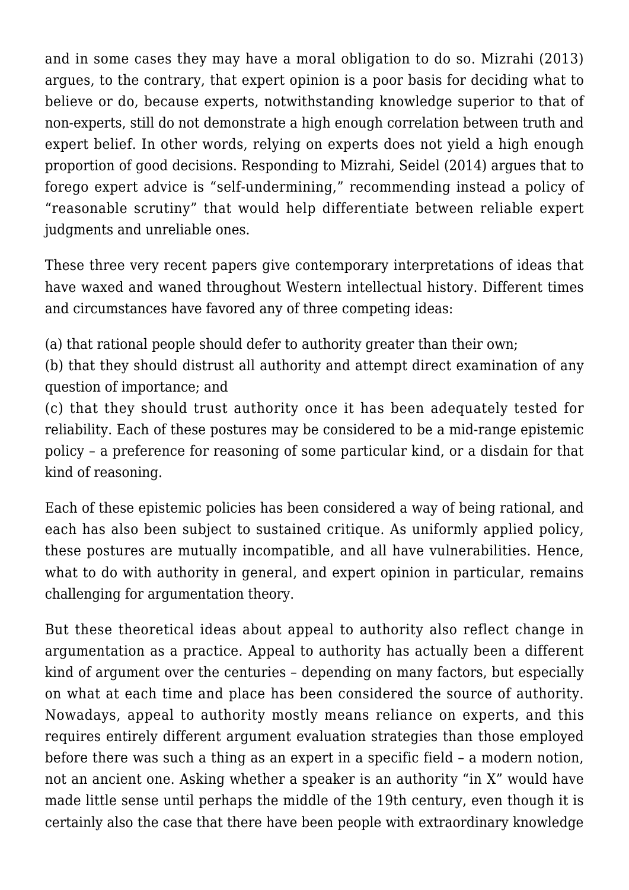and in some cases they may have a moral obligation to do so. Mizrahi (2013) argues, to the contrary, that expert opinion is a poor basis for deciding what to believe or do, because experts, notwithstanding knowledge superior to that of non-experts, still do not demonstrate a high enough correlation between truth and expert belief. In other words, relying on experts does not yield a high enough proportion of good decisions. Responding to Mizrahi, Seidel (2014) argues that to forego expert advice is "self-undermining," recommending instead a policy of "reasonable scrutiny" that would help differentiate between reliable expert judgments and unreliable ones.

These three very recent papers give contemporary interpretations of ideas that have waxed and waned throughout Western intellectual history. Different times and circumstances have favored any of three competing ideas:

(a) that rational people should defer to authority greater than their own;
(b) that they should distrust all authority and attempt direct examination of any question of importance; and
(c) that they should trust authority once it has been adequately tested for reliability. Each of these postures may be considered to be a mid-range epistemic policy – a preference for reasoning of some particular kind, or a disdain for that kind of reasoning.

Each of these epistemic policies has been considered a way of being rational, and each has also been subject to sustained critique. As uniformly applied policy, these postures are mutually incompatible, and all have vulnerabilities. Hence, what to do with authority in general, and expert opinion in particular, remains challenging for argumentation theory.

But these theoretical ideas about appeal to authority also reflect change in argumentation as a practice. Appeal to authority has actually been a different kind of argument over the centuries – depending on many factors, but especially on what at each time and place has been considered the source of authority. Nowadays, appeal to authority mostly means reliance on experts, and this requires entirely different argument evaluation strategies than those employed before there was such a thing as an expert in a specific field – a modern notion, not an ancient one. Asking whether a speaker is an authority "in X" would have made little sense until perhaps the middle of the 19th century, even though it is certainly also the case that there have been people with extraordinary knowledge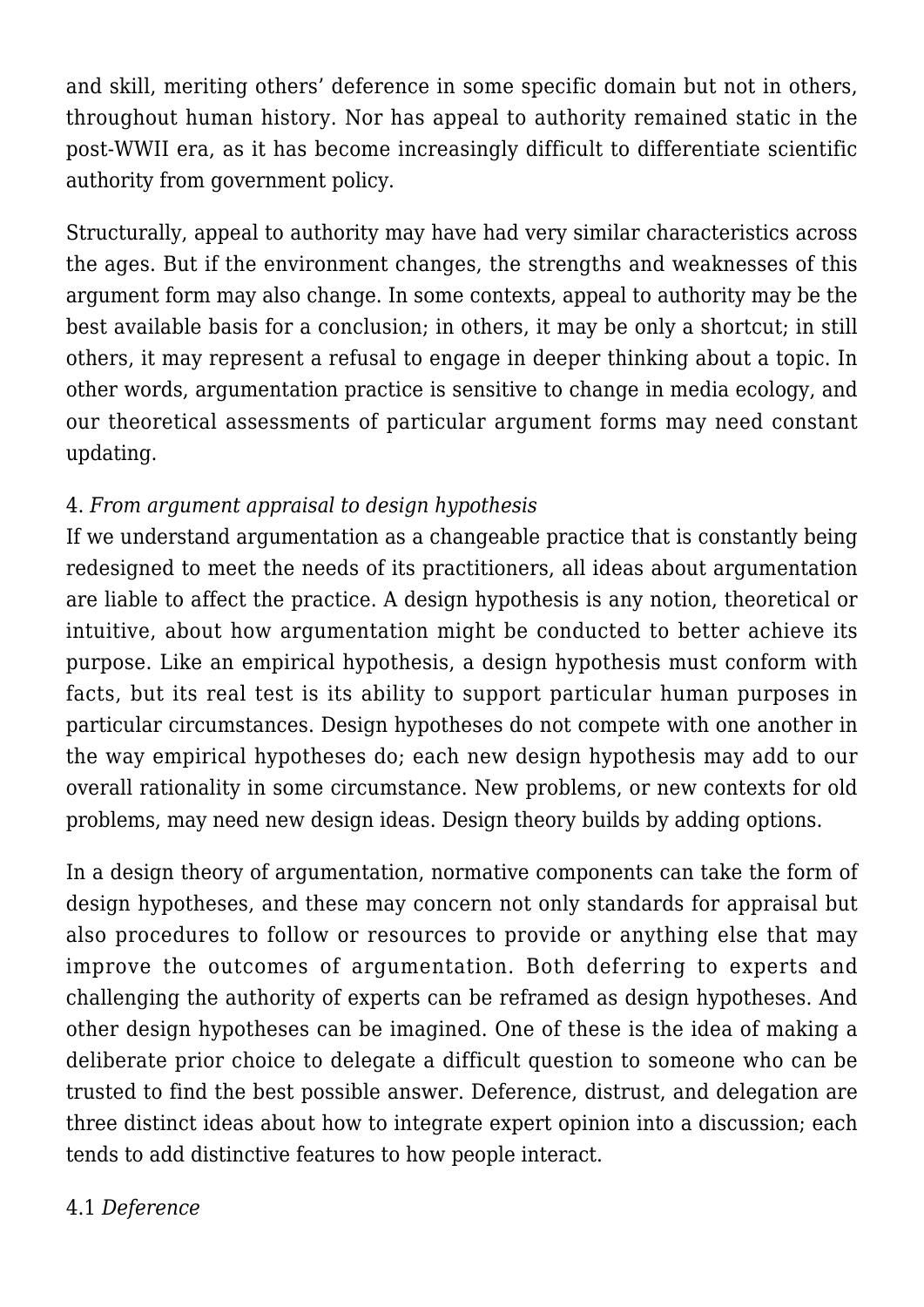and skill, meriting others' deference in some specific domain but not in others, throughout human history. Nor has appeal to authority remained static in the post-WWII era, as it has become increasingly difficult to differentiate scientific authority from government policy.

Structurally, appeal to authority may have had very similar characteristics across the ages. But if the environment changes, the strengths and weaknesses of this argument form may also change. In some contexts, appeal to authority may be the best available basis for a conclusion; in others, it may be only a shortcut; in still others, it may represent a refusal to engage in deeper thinking about a topic. In other words, argumentation practice is sensitive to change in media ecology, and our theoretical assessments of particular argument forms may need constant updating.

### 4. *From argument appraisal to design hypothesis*

If we understand argumentation as a changeable practice that is constantly being redesigned to meet the needs of its practitioners, all ideas about argumentation are liable to affect the practice. A design hypothesis is any notion, theoretical or intuitive, about how argumentation might be conducted to better achieve its purpose. Like an empirical hypothesis, a design hypothesis must conform with facts, but its real test is its ability to support particular human purposes in particular circumstances. Design hypotheses do not compete with one another in the way empirical hypotheses do; each new design hypothesis may add to our overall rationality in some circumstance. New problems, or new contexts for old problems, may need new design ideas. Design theory builds by adding options.

In a design theory of argumentation, normative components can take the form of design hypotheses, and these may concern not only standards for appraisal but also procedures to follow or resources to provide or anything else that may improve the outcomes of argumentation. Both deferring to experts and challenging the authority of experts can be reframed as design hypotheses. And other design hypotheses can be imagined. One of these is the idea of making a deliberate prior choice to delegate a difficult question to someone who can be trusted to find the best possible answer. Deference, distrust, and delegation are three distinct ideas about how to integrate expert opinion into a discussion; each tends to add distinctive features to how people interact.

#### 4.1 *Deference*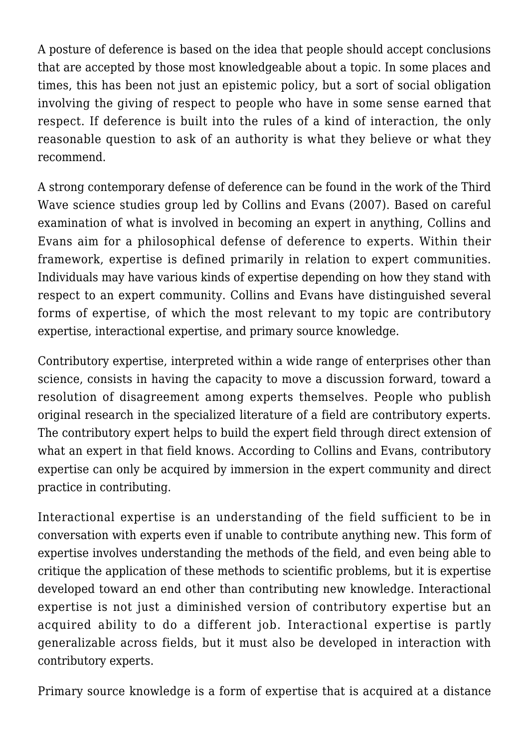A posture of deference is based on the idea that people should accept conclusions that are accepted by those most knowledgeable about a topic. In some places and times, this has been not just an epistemic policy, but a sort of social obligation involving the giving of respect to people who have in some sense earned that respect. If deference is built into the rules of a kind of interaction, the only reasonable question to ask of an authority is what they believe or what they recommend.

A strong contemporary defense of deference can be found in the work of the Third Wave science studies group led by Collins and Evans (2007). Based on careful examination of what is involved in becoming an expert in anything, Collins and Evans aim for a philosophical defense of deference to experts. Within their framework, expertise is defined primarily in relation to expert communities. Individuals may have various kinds of expertise depending on how they stand with respect to an expert community. Collins and Evans have distinguished several forms of expertise, of which the most relevant to my topic are contributory expertise, interactional expertise, and primary source knowledge.

Contributory expertise, interpreted within a wide range of enterprises other than science, consists in having the capacity to move a discussion forward, toward a resolution of disagreement among experts themselves. People who publish original research in the specialized literature of a field are contributory experts. The contributory expert helps to build the expert field through direct extension of what an expert in that field knows. According to Collins and Evans, contributory expertise can only be acquired by immersion in the expert community and direct practice in contributing.

Interactional expertise is an understanding of the field sufficient to be in conversation with experts even if unable to contribute anything new. This form of expertise involves understanding the methods of the field, and even being able to critique the application of these methods to scientific problems, but it is expertise developed toward an end other than contributing new knowledge. Interactional expertise is not just a diminished version of contributory expertise but an acquired ability to do a different job. Interactional expertise is partly generalizable across fields, but it must also be developed in interaction with contributory experts.

Primary source knowledge is a form of expertise that is acquired at a distance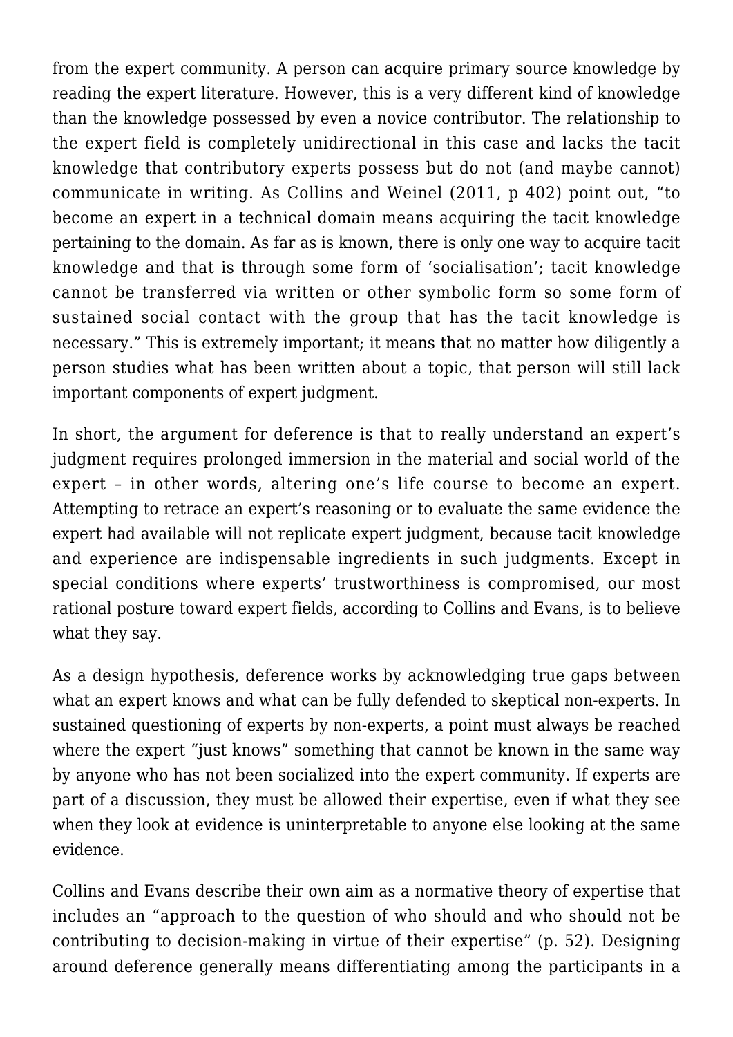from the expert community. A person can acquire primary source knowledge by reading the expert literature. However, this is a very different kind of knowledge than the knowledge possessed by even a novice contributor. The relationship to the expert field is completely unidirectional in this case and lacks the tacit knowledge that contributory experts possess but do not (and maybe cannot) communicate in writing. As Collins and Weinel (2011, p 402) point out, "to become an expert in a technical domain means acquiring the tacit knowledge pertaining to the domain. As far as is known, there is only one way to acquire tacit knowledge and that is through some form of 'socialisation'; tacit knowledge cannot be transferred via written or other symbolic form so some form of sustained social contact with the group that has the tacit knowledge is necessary." This is extremely important; it means that no matter how diligently a person studies what has been written about a topic, that person will still lack important components of expert judgment.

In short, the argument for deference is that to really understand an expert's judgment requires prolonged immersion in the material and social world of the expert – in other words, altering one's life course to become an expert. Attempting to retrace an expert's reasoning or to evaluate the same evidence the expert had available will not replicate expert judgment, because tacit knowledge and experience are indispensable ingredients in such judgments. Except in special conditions where experts' trustworthiness is compromised, our most rational posture toward expert fields, according to Collins and Evans, is to believe what they say.

As a design hypothesis, deference works by acknowledging true gaps between what an expert knows and what can be fully defended to skeptical non-experts. In sustained questioning of experts by non-experts, a point must always be reached where the expert "just knows" something that cannot be known in the same way by anyone who has not been socialized into the expert community. If experts are part of a discussion, they must be allowed their expertise, even if what they see when they look at evidence is uninterpretable to anyone else looking at the same evidence.

Collins and Evans describe their own aim as a normative theory of expertise that includes an "approach to the question of who should and who should not be contributing to decision-making in virtue of their expertise" (p. 52). Designing around deference generally means differentiating among the participants in a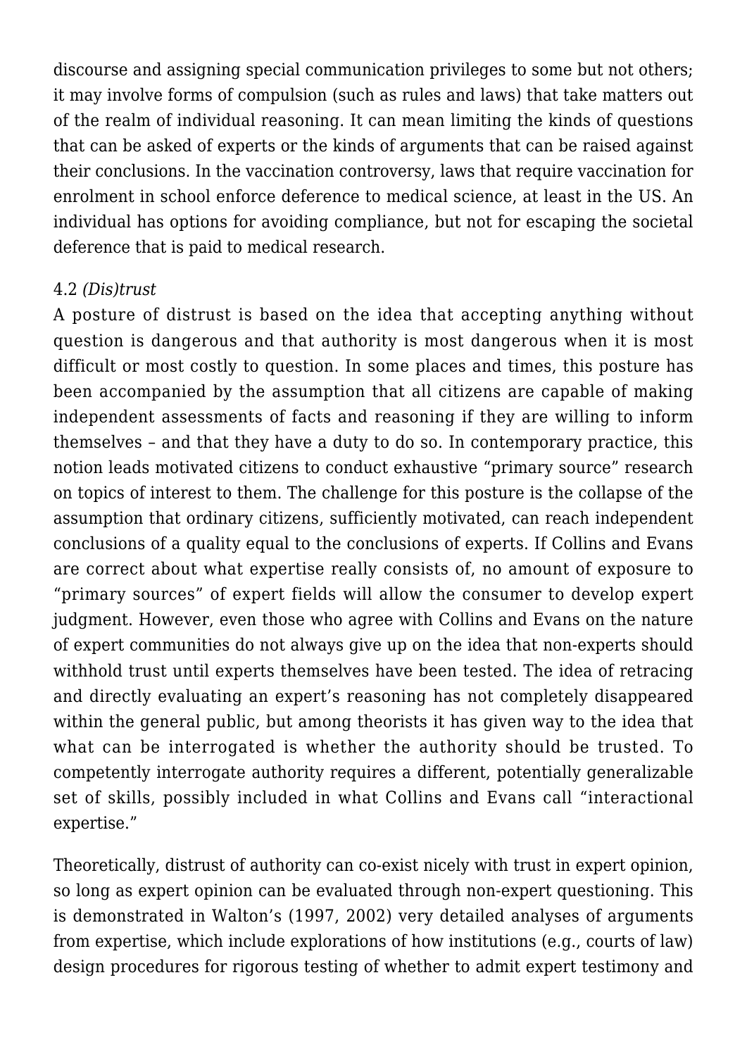discourse and assigning special communication privileges to some but not others; it may involve forms of compulsion (such as rules and laws) that take matters out of the realm of individual reasoning. It can mean limiting the kinds of questions that can be asked of experts or the kinds of arguments that can be raised against their conclusions. In the vaccination controversy, laws that require vaccination for enrolment in school enforce deference to medical science, at least in the US. An individual has options for avoiding compliance, but not for escaping the societal deference that is paid to medical research.

### 4.2 *(Dis)trust*

A posture of distrust is based on the idea that accepting anything without question is dangerous and that authority is most dangerous when it is most difficult or most costly to question. In some places and times, this posture has been accompanied by the assumption that all citizens are capable of making independent assessments of facts and reasoning if they are willing to inform themselves – and that they have a duty to do so. In contemporary practice, this notion leads motivated citizens to conduct exhaustive "primary source" research on topics of interest to them. The challenge for this posture is the collapse of the assumption that ordinary citizens, sufficiently motivated, can reach independent conclusions of a quality equal to the conclusions of experts. If Collins and Evans are correct about what expertise really consists of, no amount of exposure to "primary sources" of expert fields will allow the consumer to develop expert judgment. However, even those who agree with Collins and Evans on the nature of expert communities do not always give up on the idea that non-experts should withhold trust until experts themselves have been tested. The idea of retracing and directly evaluating an expert's reasoning has not completely disappeared within the general public, but among theorists it has given way to the idea that what can be interrogated is whether the authority should be trusted. To competently interrogate authority requires a different, potentially generalizable set of skills, possibly included in what Collins and Evans call "interactional expertise."

Theoretically, distrust of authority can co-exist nicely with trust in expert opinion, so long as expert opinion can be evaluated through non-expert questioning. This is demonstrated in Walton's (1997, 2002) very detailed analyses of arguments from expertise, which include explorations of how institutions (e.g., courts of law) design procedures for rigorous testing of whether to admit expert testimony and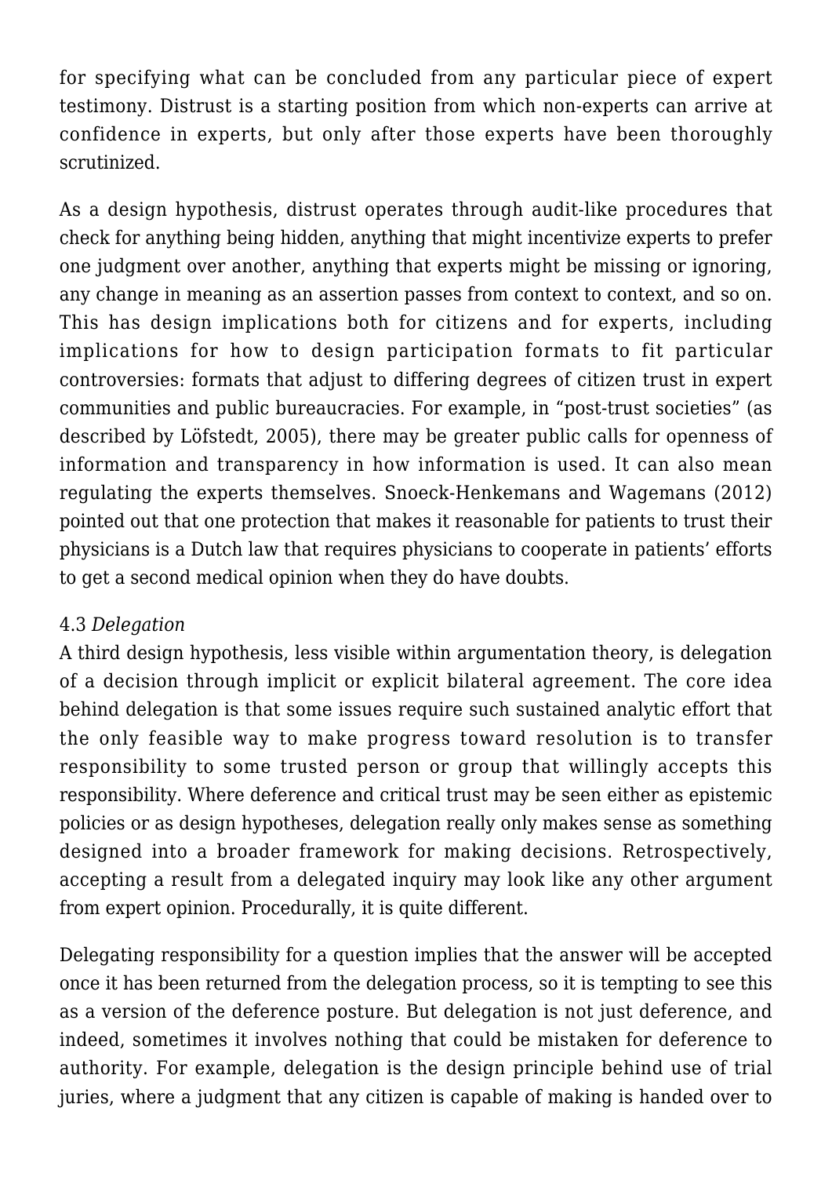for specifying what can be concluded from any particular piece of expert testimony. Distrust is a starting position from which non-experts can arrive at confidence in experts, but only after those experts have been thoroughly scrutinized.

As a design hypothesis, distrust operates through audit-like procedures that check for anything being hidden, anything that might incentivize experts to prefer one judgment over another, anything that experts might be missing or ignoring, any change in meaning as an assertion passes from context to context, and so on. This has design implications both for citizens and for experts, including implications for how to design participation formats to fit particular controversies: formats that adjust to differing degrees of citizen trust in expert communities and public bureaucracies. For example, in "post-trust societies" (as described by Löfstedt, 2005), there may be greater public calls for openness of information and transparency in how information is used. It can also mean regulating the experts themselves. Snoeck-Henkemans and Wagemans (2012) pointed out that one protection that makes it reasonable for patients to trust their physicians is a Dutch law that requires physicians to cooperate in patients' efforts to get a second medical opinion when they do have doubts.

### 4.3 *Delegation*

A third design hypothesis, less visible within argumentation theory, is delegation of a decision through implicit or explicit bilateral agreement. The core idea behind delegation is that some issues require such sustained analytic effort that the only feasible way to make progress toward resolution is to transfer responsibility to some trusted person or group that willingly accepts this responsibility. Where deference and critical trust may be seen either as epistemic policies or as design hypotheses, delegation really only makes sense as something designed into a broader framework for making decisions. Retrospectively, accepting a result from a delegated inquiry may look like any other argument from expert opinion. Procedurally, it is quite different.

Delegating responsibility for a question implies that the answer will be accepted once it has been returned from the delegation process, so it is tempting to see this as a version of the deference posture. But delegation is not just deference, and indeed, sometimes it involves nothing that could be mistaken for deference to authority. For example, delegation is the design principle behind use of trial juries, where a judgment that any citizen is capable of making is handed over to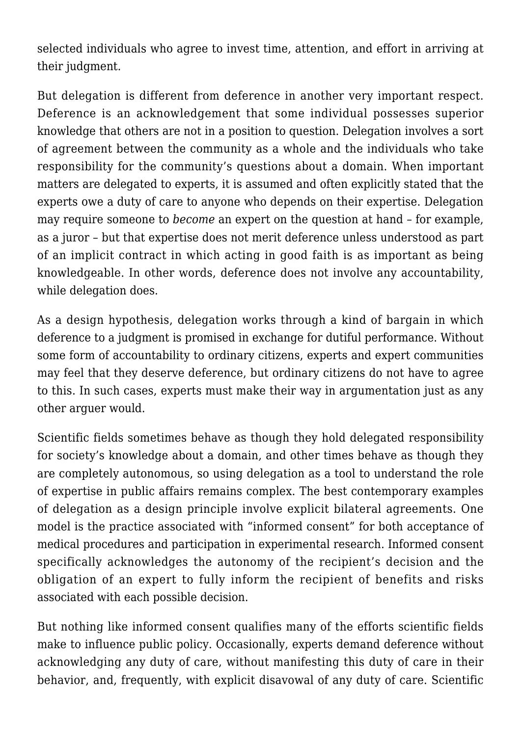selected individuals who agree to invest time, attention, and effort in arriving at their judgment.

But delegation is different from deference in another very important respect. Deference is an acknowledgement that some individual possesses superior knowledge that others are not in a position to question. Delegation involves a sort of agreement between the community as a whole and the individuals who take responsibility for the community's questions about a domain. When important matters are delegated to experts, it is assumed and often explicitly stated that the experts owe a duty of care to anyone who depends on their expertise. Delegation may require someone to *become* an expert on the question at hand – for example, as a juror – but that expertise does not merit deference unless understood as part of an implicit contract in which acting in good faith is as important as being knowledgeable. In other words, deference does not involve any accountability, while delegation does.

As a design hypothesis, delegation works through a kind of bargain in which deference to a judgment is promised in exchange for dutiful performance. Without some form of accountability to ordinary citizens, experts and expert communities may feel that they deserve deference, but ordinary citizens do not have to agree to this. In such cases, experts must make their way in argumentation just as any other arguer would.

Scientific fields sometimes behave as though they hold delegated responsibility for society's knowledge about a domain, and other times behave as though they are completely autonomous, so using delegation as a tool to understand the role of expertise in public affairs remains complex. The best contemporary examples of delegation as a design principle involve explicit bilateral agreements. One model is the practice associated with "informed consent" for both acceptance of medical procedures and participation in experimental research. Informed consent specifically acknowledges the autonomy of the recipient's decision and the obligation of an expert to fully inform the recipient of benefits and risks associated with each possible decision.

But nothing like informed consent qualifies many of the efforts scientific fields make to influence public policy. Occasionally, experts demand deference without acknowledging any duty of care, without manifesting this duty of care in their behavior, and, frequently, with explicit disavowal of any duty of care. Scientific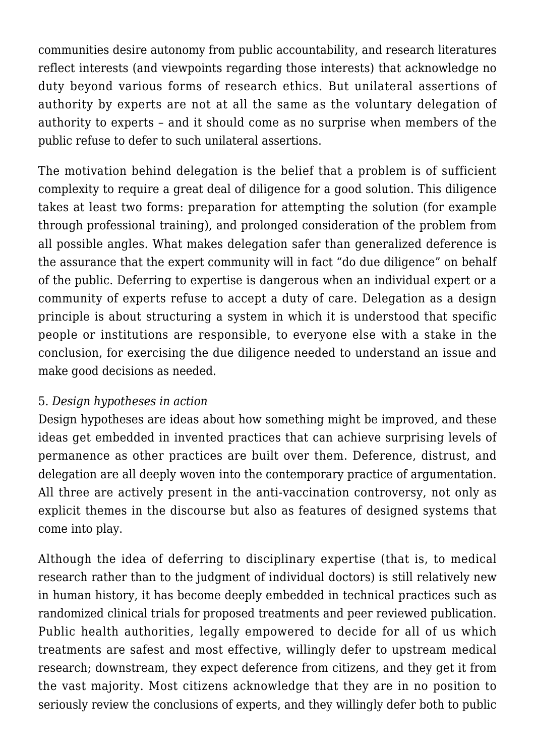communities desire autonomy from public accountability, and research literatures reflect interests (and viewpoints regarding those interests) that acknowledge no duty beyond various forms of research ethics. But unilateral assertions of authority by experts are not at all the same as the voluntary delegation of authority to experts – and it should come as no surprise when members of the public refuse to defer to such unilateral assertions.

The motivation behind delegation is the belief that a problem is of sufficient complexity to require a great deal of diligence for a good solution. This diligence takes at least two forms: preparation for attempting the solution (for example through professional training), and prolonged consideration of the problem from all possible angles. What makes delegation safer than generalized deference is the assurance that the expert community will in fact "do due diligence" on behalf of the public. Deferring to expertise is dangerous when an individual expert or a community of experts refuse to accept a duty of care. Delegation as a design principle is about structuring a system in which it is understood that specific people or institutions are responsible, to everyone else with a stake in the conclusion, for exercising the due diligence needed to understand an issue and make good decisions as needed.

5. *Design hypotheses in action*

Design hypotheses are ideas about how something might be improved, and these ideas get embedded in invented practices that can achieve surprising levels of permanence as other practices are built over them. Deference, distrust, and delegation are all deeply woven into the contemporary practice of argumentation. All three are actively present in the anti-vaccination controversy, not only as explicit themes in the discourse but also as features of designed systems that come into play.

Although the idea of deferring to disciplinary expertise (that is, to medical research rather than to the judgment of individual doctors) is still relatively new in human history, it has become deeply embedded in technical practices such as randomized clinical trials for proposed treatments and peer reviewed publication. Public health authorities, legally empowered to decide for all of us which treatments are safest and most effective, willingly defer to upstream medical research; downstream, they expect deference from citizens, and they get it from the vast majority. Most citizens acknowledge that they are in no position to seriously review the conclusions of experts, and they willingly defer both to public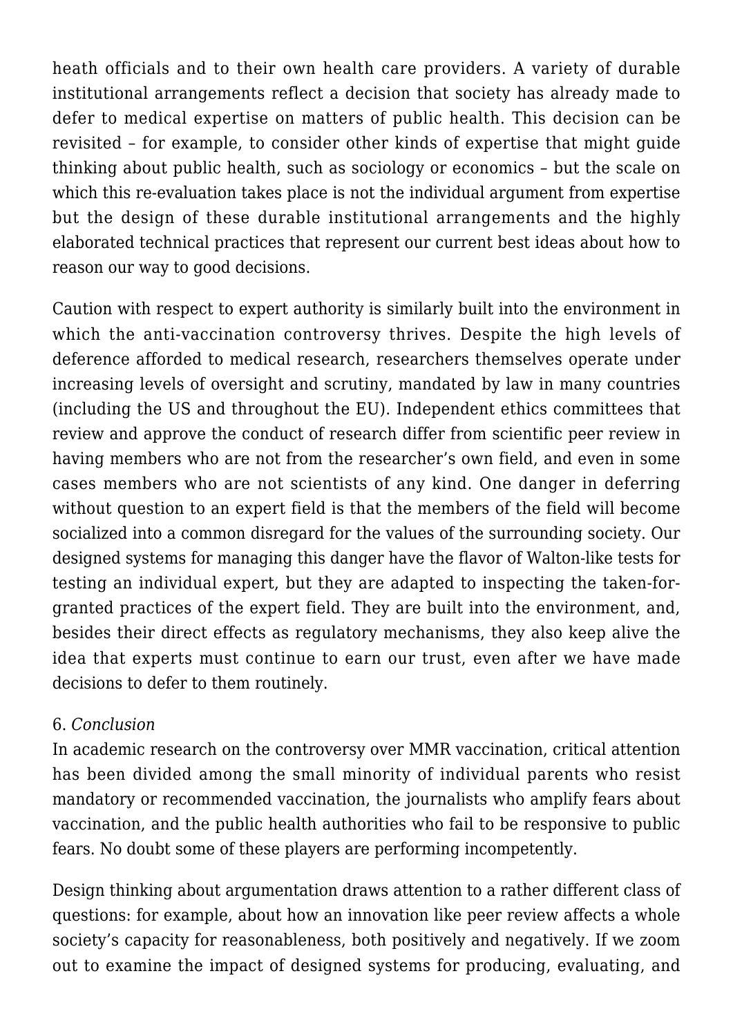heath officials and to their own health care providers. A variety of durable institutional arrangements reflect a decision that society has already made to defer to medical expertise on matters of public health. This decision can be revisited – for example, to consider other kinds of expertise that might guide thinking about public health, such as sociology or economics – but the scale on which this re-evaluation takes place is not the individual argument from expertise but the design of these durable institutional arrangements and the highly elaborated technical practices that represent our current best ideas about how to reason our way to good decisions.

Caution with respect to expert authority is similarly built into the environment in which the anti-vaccination controversy thrives. Despite the high levels of deference afforded to medical research, researchers themselves operate under increasing levels of oversight and scrutiny, mandated by law in many countries (including the US and throughout the EU). Independent ethics committees that review and approve the conduct of research differ from scientific peer review in having members who are not from the researcher's own field, and even in some cases members who are not scientists of any kind. One danger in deferring without question to an expert field is that the members of the field will become socialized into a common disregard for the values of the surrounding society. Our designed systems for managing this danger have the flavor of Walton-like tests for testing an individual expert, but they are adapted to inspecting the taken-for-granted practices of the expert field. They are built into the environment, and, besides their direct effects as regulatory mechanisms, they also keep alive the idea that experts must continue to earn our trust, even after we have made decisions to defer to them routinely.

## 6. *Conclusion*

In academic research on the controversy over MMR vaccination, critical attention has been divided among the small minority of individual parents who resist mandatory or recommended vaccination, the journalists who amplify fears about vaccination, and the public health authorities who fail to be responsive to public fears. No doubt some of these players are performing incompetently.

Design thinking about argumentation draws attention to a rather different class of questions: for example, about how an innovation like peer review affects a whole society's capacity for reasonableness, both positively and negatively. If we zoom out to examine the impact of designed systems for producing, evaluating, and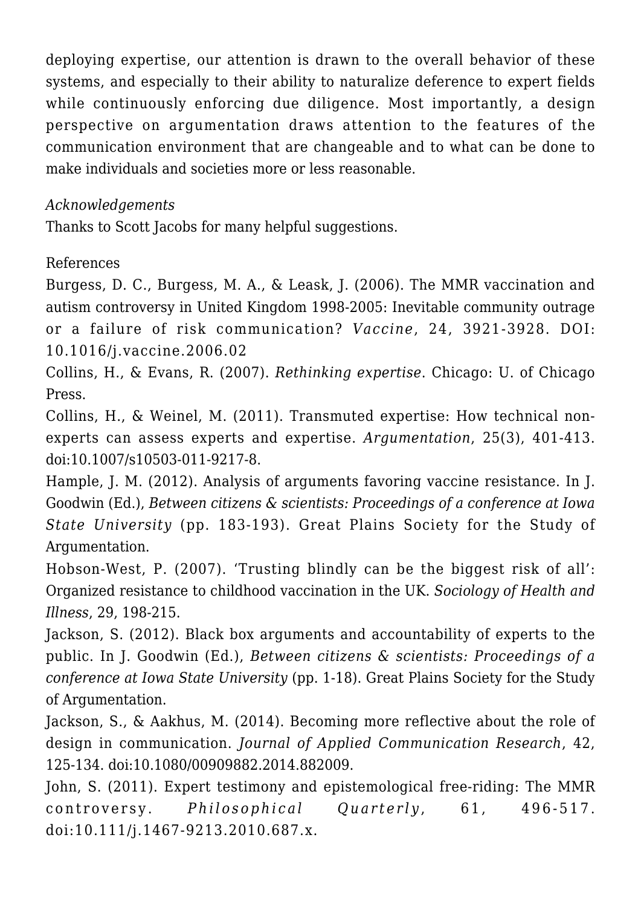deploying expertise, our attention is drawn to the overall behavior of these systems, and especially to their ability to naturalize deference to expert fields while continuously enforcing due diligence. Most importantly, a design perspective on argumentation draws attention to the features of the communication environment that are changeable and to what can be done to make individuals and societies more or less reasonable.

*Acknowledgements*
Thanks to Scott Jacobs for many helpful suggestions.

References

Burgess, D. C., Burgess, M. A., & Leask, J. (2006). The MMR vaccination and autism controversy in United Kingdom 1998-2005: Inevitable community outrage or a failure of risk communication? *Vaccine*, 24, 3921-3928. DOI: 10.1016/j.vaccine.2006.02

Collins, H., & Evans, R. (2007). *Rethinking expertise*. Chicago: U. of Chicago Press.

Collins, H., & Weinel, M. (2011). Transmuted expertise: How technical non-experts can assess experts and expertise. *Argumentation*, 25(3), 401-413. doi:10.1007/s10503-011-9217-8.

Hample, J. M. (2012). Analysis of arguments favoring vaccine resistance. In J. Goodwin (Ed.), *Between citizens & scientists: Proceedings of a conference at Iowa State University* (pp. 183-193). Great Plains Society for the Study of Argumentation.

Hobson-West, P. (2007). 'Trusting blindly can be the biggest risk of all': Organized resistance to childhood vaccination in the UK. *Sociology of Health and Illness*, 29, 198-215.

Jackson, S. (2012). Black box arguments and accountability of experts to the public. In J. Goodwin (Ed.), *Between citizens & scientists: Proceedings of a conference at Iowa State University* (pp. 1-18). Great Plains Society for the Study of Argumentation.

Jackson, S., & Aakhus, M. (2014). Becoming more reflective about the role of design in communication. *Journal of Applied Communication Research*, 42, 125-134. doi:10.1080/00909882.2014.882009.

John, S. (2011). Expert testimony and epistemological free-riding: The MMR controversy. *Philosophical Quarterly*, 61, 496-517. doi:10.111/j.1467-9213.2010.687.x.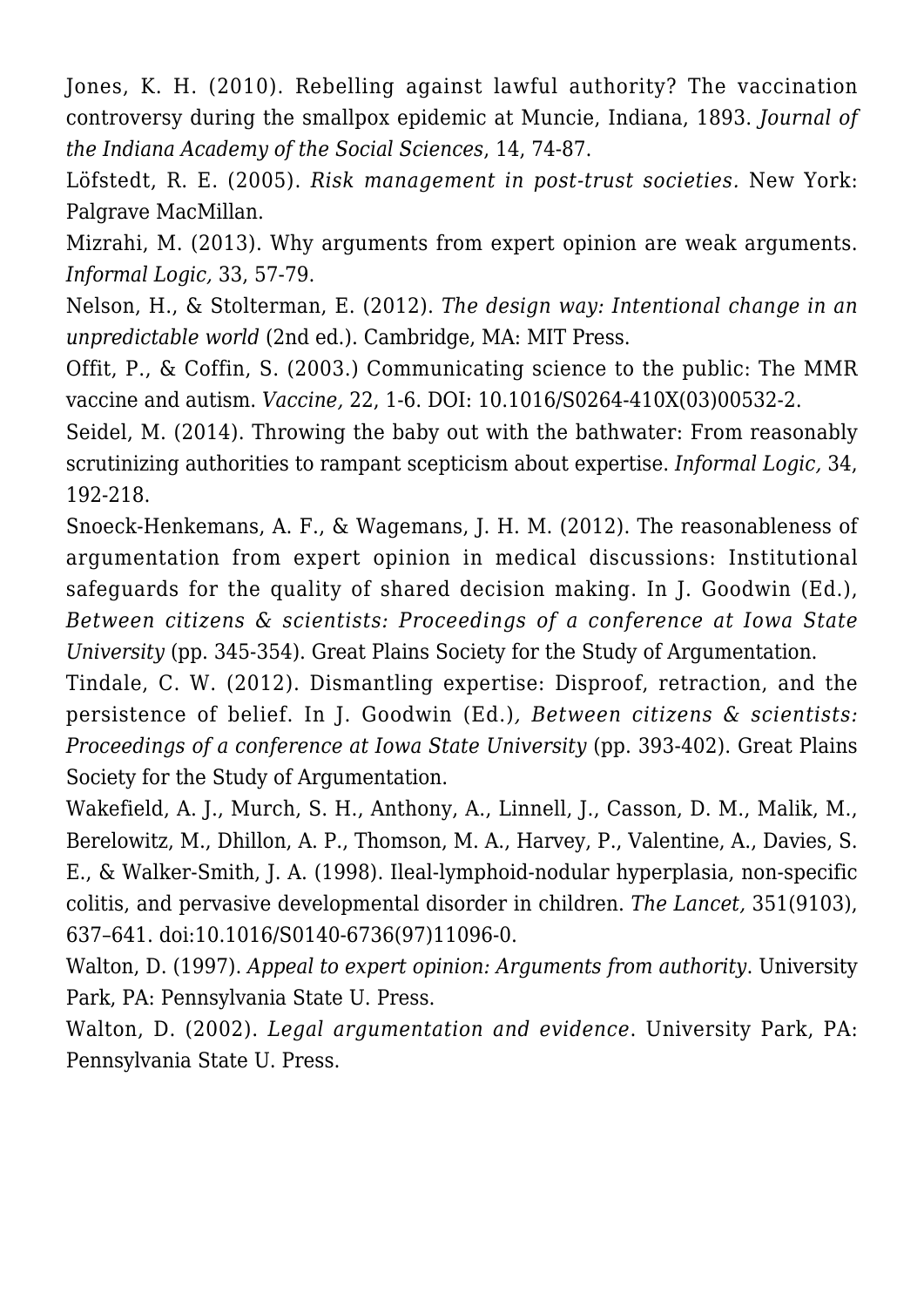Jones, K. H. (2010). Rebelling against lawful authority? The vaccination controversy during the smallpox epidemic at Muncie, Indiana, 1893. *Journal of the Indiana Academy of the Social Sciences*, 14, 74-87.

Löfstedt, R. E. (2005). *Risk management in post-trust societies.* New York: Palgrave MacMillan.

Mizrahi, M. (2013). Why arguments from expert opinion are weak arguments. *Informal Logic,* 33, 57-79.

Nelson, H., & Stolterman, E. (2012). *The design way: Intentional change in an unpredictable world* (2nd ed.). Cambridge, MA: MIT Press.

Offit, P., & Coffin, S. (2003.) Communicating science to the public: The MMR vaccine and autism. *Vaccine,* 22, 1-6. DOI: 10.1016/S0264-410X(03)00532-2.

Seidel, M. (2014). Throwing the baby out with the bathwater: From reasonably scrutinizing authorities to rampant scepticism about expertise. *Informal Logic,* 34, 192-218.

Snoeck-Henkemans, A. F., & Wagemans, J. H. M. (2012). The reasonableness of argumentation from expert opinion in medical discussions: Institutional safeguards for the quality of shared decision making. In J. Goodwin (Ed.), *Between citizens & scientists: Proceedings of a conference at Iowa State University* (pp. 345-354). Great Plains Society for the Study of Argumentation.

Tindale, C. W. (2012). Dismantling expertise: Disproof, retraction, and the persistence of belief. In J. Goodwin (Ed.)*, Between citizens & scientists: Proceedings of a conference at Iowa State University* (pp. 393-402). Great Plains Society for the Study of Argumentation.

Wakefield, A. J., Murch, S. H., Anthony, A., Linnell, J., Casson, D. M., Malik, M., Berelowitz, M., Dhillon, A. P., Thomson, M. A., Harvey, P., Valentine, A., Davies, S. E., & Walker-Smith, J. A. (1998). Ileal-lymphoid-nodular hyperplasia, non-specific colitis, and pervasive developmental disorder in children. *The Lancet,* 351(9103), 637–641. doi:10.1016/S0140-6736(97)11096-0.

Walton, D. (1997). *Appeal to expert opinion: Arguments from authority*. University Park, PA: Pennsylvania State U. Press.

Walton, D. (2002). *Legal argumentation and evidence*. University Park, PA: Pennsylvania State U. Press.